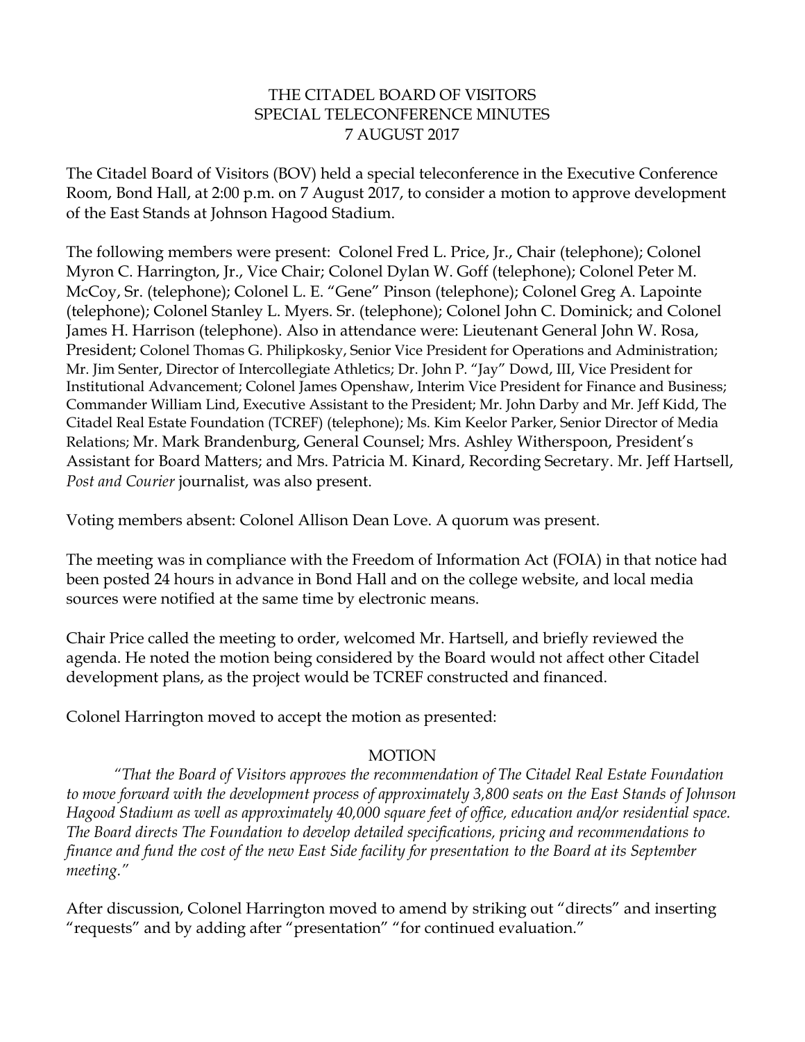# THE CITADEL BOARD OF VISITORS
## SPECIAL TELECONFERENCE MINUTES
## 7 AUGUST 2017

The Citadel Board of Visitors (BOV) held a special teleconference in the Executive Conference Room, Bond Hall, at 2:00 p.m. on 7 August 2017, to consider a motion to approve development of the East Stands at Johnson Hagood Stadium.

The following members were present: Colonel Fred L. Price, Jr., Chair (telephone); Colonel Myron C. Harrington, Jr., Vice Chair; Colonel Dylan W. Goff (telephone); Colonel Peter M. McCoy, Sr. (telephone); Colonel L. E. "Gene" Pinson (telephone); Colonel Greg A. Lapointe (telephone); Colonel Stanley L. Myers. Sr. (telephone); Colonel John C. Dominick; and Colonel James H. Harrison (telephone). Also in attendance were: Lieutenant General John W. Rosa, President; Colonel Thomas G. Philipkosky, Senior Vice President for Operations and Administration; Mr. Jim Senter, Director of Intercollegiate Athletics; Dr. John P. "Jay" Dowd, III, Vice President for Institutional Advancement; Colonel James Openshaw, Interim Vice President for Finance and Business; Commander William Lind, Executive Assistant to the President; Mr. John Darby and Mr. Jeff Kidd, The Citadel Real Estate Foundation (TCREF) (telephone); Ms. Kim Keelor Parker, Senior Director of Media Relations; Mr. Mark Brandenburg, General Counsel; Mrs. Ashley Witherspoon, President's Assistant for Board Matters; and Mrs. Patricia M. Kinard, Recording Secretary. Mr. Jeff Hartsell, *Post and Courier* journalist, was also present.

Voting members absent: Colonel Allison Dean Love. A quorum was present.

The meeting was in compliance with the Freedom of Information Act (FOIA) in that notice had been posted 24 hours in advance in Bond Hall and on the college website, and local media sources were notified at the same time by electronic means.

Chair Price called the meeting to order, welcomed Mr. Hartsell, and briefly reviewed the agenda. He noted the motion being considered by the Board would not affect other Citadel development plans, as the project would be TCREF constructed and financed.

Colonel Harrington moved to accept the motion as presented:

MOTION

*"That the Board of Visitors approves the recommendation of The Citadel Real Estate Foundation to move forward with the development process of approximately 3,800 seats on the East Stands of Johnson Hagood Stadium as well as approximately 40,000 square feet of office, education and/or residential space. The Board directs The Foundation to develop detailed specifications, pricing and recommendations to finance and fund the cost of the new East Side facility for presentation to the Board at its September meeting."*

After discussion, Colonel Harrington moved to amend by striking out "directs" and inserting "requests" and by adding after "presentation" "for continued evaluation."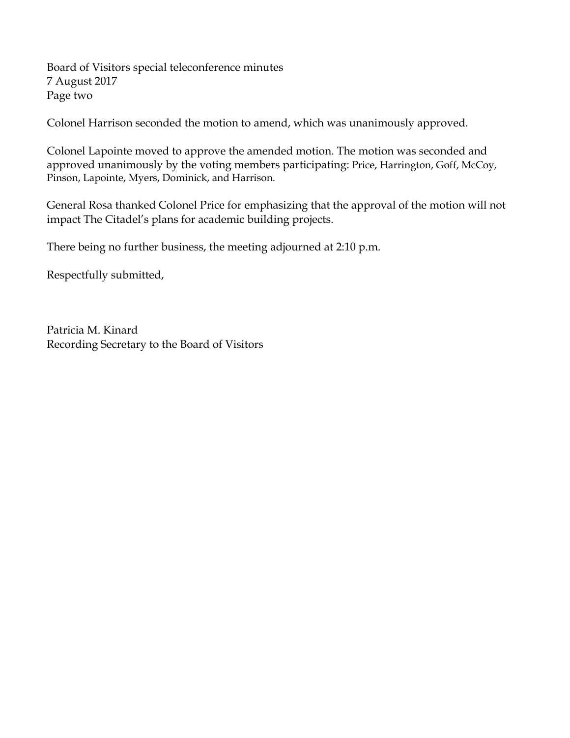Colonel Harrison seconded the motion to amend, which was unanimously approved.

Colonel Lapointe moved to approve the amended motion. The motion was seconded and approved unanimously by the voting members participating: Price, Harrington, Goff, McCoy, Pinson, Lapointe, Myers, Dominick, and Harrison.

General Rosa thanked Colonel Price for emphasizing that the approval of the motion will not impact The Citadel's plans for academic building projects.

There being no further business, the meeting adjourned at 2:10 p.m.

Respectfully submitted,

Patricia M. Kinard
Recording Secretary to the Board of Visitors